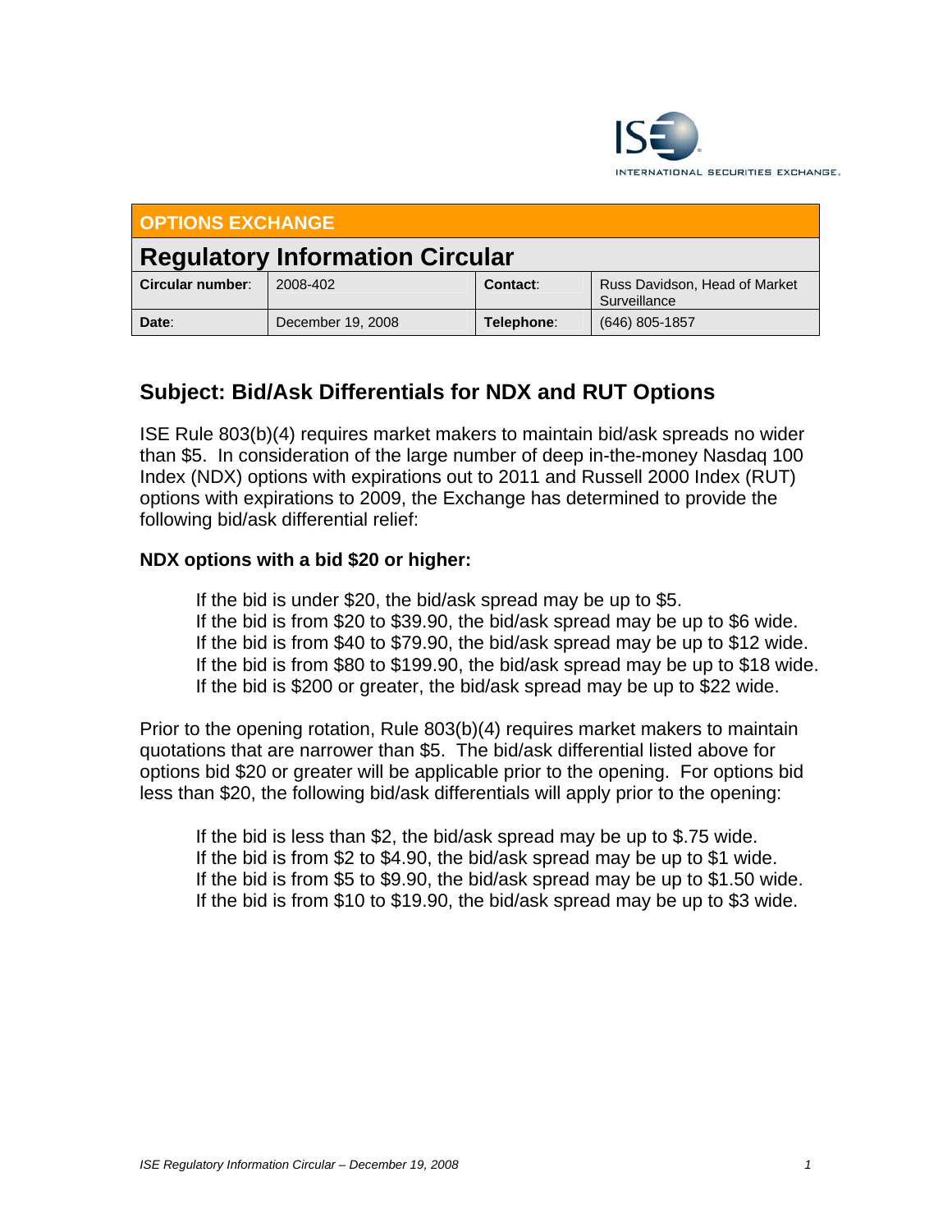ISE INTERNATIONAL SECURITIES EXCHANGE.

| OPTIONS EXCHANGE | | | |
|---|---|---|---|
| **Regulatory Information Circular** | | | |
| **Circular number**: | 2008-402 | **Contact**: | Russ Davidson, Head of Market Surveillance |
| **Date**: | December 19, 2008 | **Telephone**: | (646) 805-1857 |

## Subject: Bid/Ask Differentials for NDX and RUT Options

ISE Rule 803(b)(4) requires market makers to maintain bid/ask spreads no wider than $5. In consideration of the large number of deep in-the-money Nasdaq 100 Index (NDX) options with expirations out to 2011 and Russell 2000 Index (RUT) options with expirations to 2009, the Exchange has determined to provide the following bid/ask differential relief:

**NDX options with a bid $20 or higher:**

If the bid is under $20, the bid/ask spread may be up to $5.
If the bid is from $20 to $39.90, the bid/ask spread may be up to $6 wide.
If the bid is from $40 to $79.90, the bid/ask spread may be up to $12 wide.
If the bid is from $80 to $199.90, the bid/ask spread may be up to $18 wide.
If the bid is $200 or greater, the bid/ask spread may be up to $22 wide.

Prior to the opening rotation, Rule 803(b)(4) requires market makers to maintain quotations that are narrower than $5. The bid/ask differential listed above for options bid $20 or greater will be applicable prior to the opening. For options bid less than $20, the following bid/ask differentials will apply prior to the opening:

If the bid is less than $2, the bid/ask spread may be up to $.75 wide.
If the bid is from $2 to $4.90, the bid/ask spread may be up to $1 wide.
If the bid is from $5 to $9.90, the bid/ask spread may be up to $1.50 wide.
If the bid is from $10 to $19.90, the bid/ask spread may be up to $3 wide.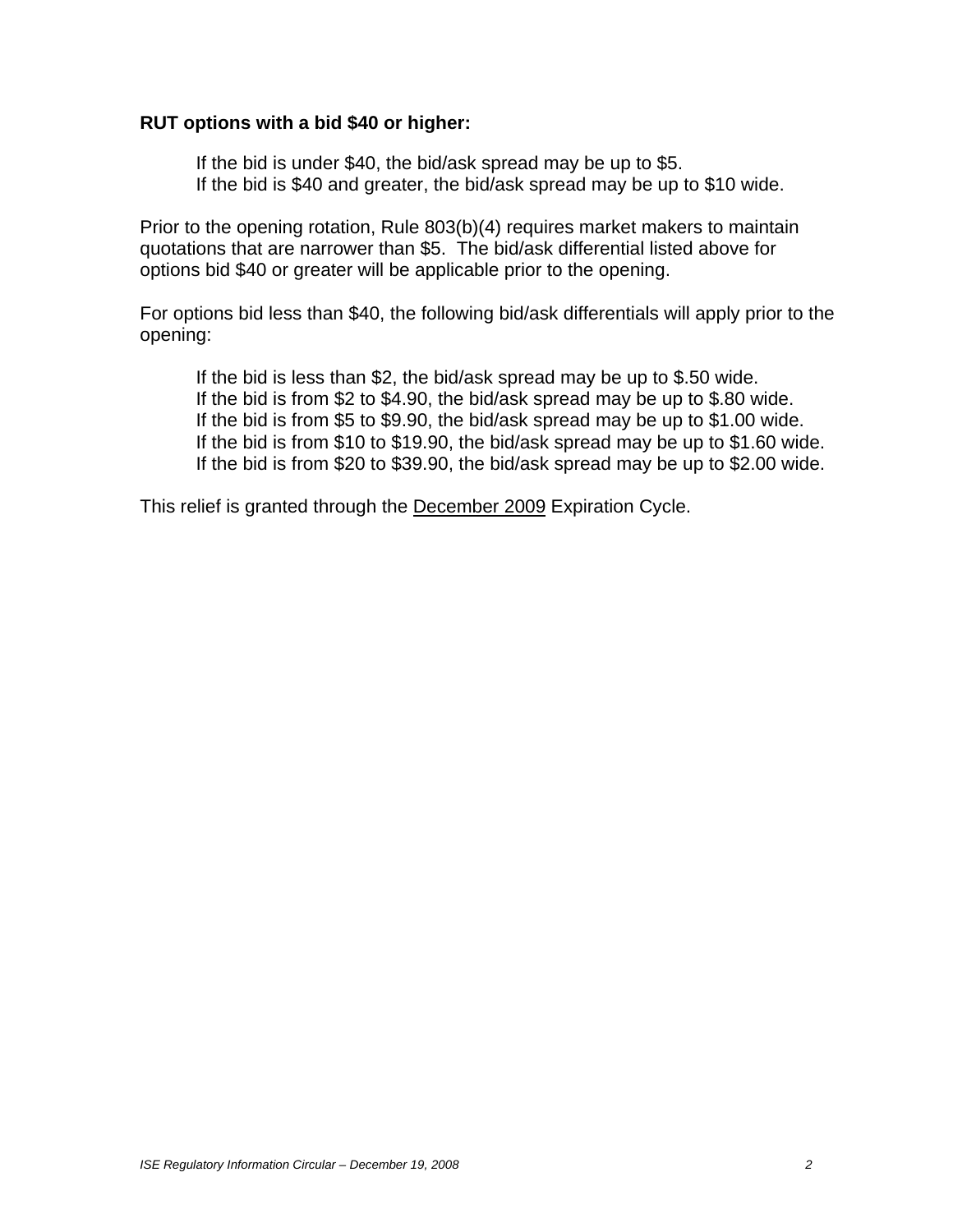**RUT options with a bid $40 or higher:**

If the bid is under $40, the bid/ask spread may be up to $5.
If the bid is $40 and greater, the bid/ask spread may be up to $10 wide.

Prior to the opening rotation, Rule 803(b)(4) requires market makers to maintain quotations that are narrower than $5. The bid/ask differential listed above for options bid $40 or greater will be applicable prior to the opening.

For options bid less than $40, the following bid/ask differentials will apply prior to the opening:

If the bid is less than $2, the bid/ask spread may be up to $.50 wide.
If the bid is from $2 to $4.90, the bid/ask spread may be up to $.80 wide.
If the bid is from $5 to $9.90, the bid/ask spread may be up to $1.00 wide.
If the bid is from $10 to $19.90, the bid/ask spread may be up to $1.60 wide.
If the bid is from $20 to $39.90, the bid/ask spread may be up to $2.00 wide.

This relief is granted through the <u>December 2009</u> Expiration Cycle.